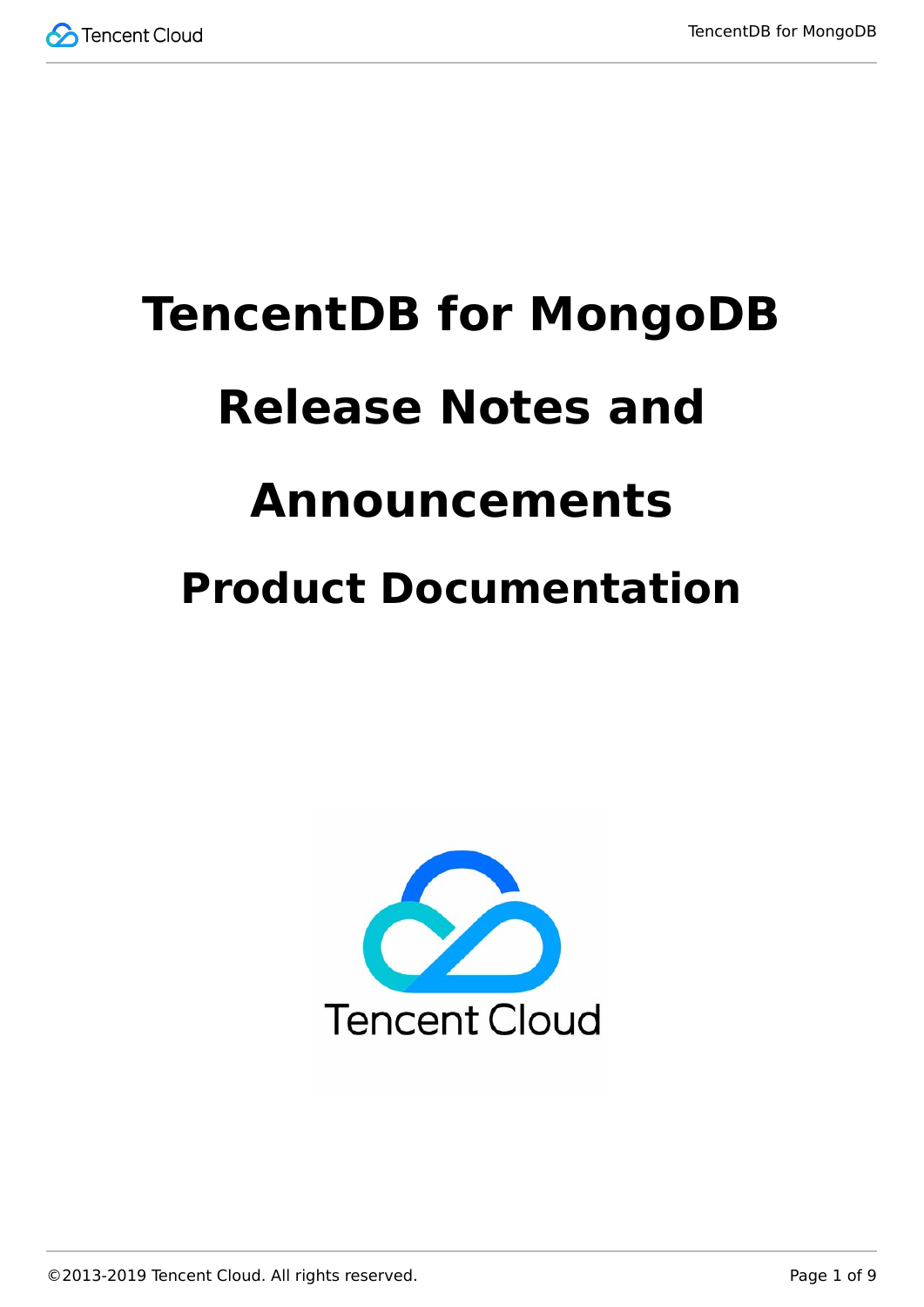# TencentDB for MongoDB Release Notes and Announcements

## Product Documentation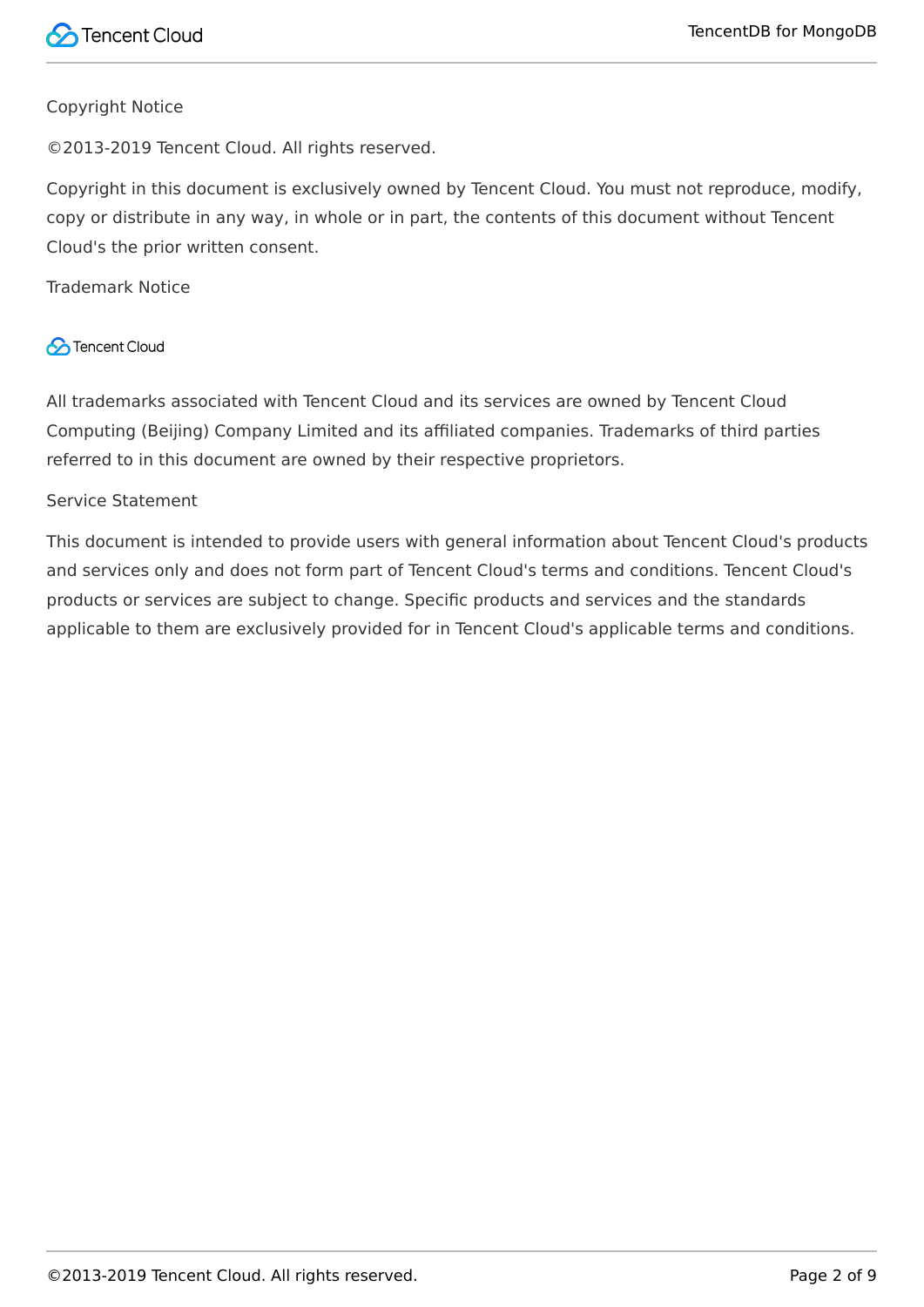Copyright Notice

©2013-2019 Tencent Cloud. All rights reserved.

Copyright in this document is exclusively owned by Tencent Cloud. You must not reproduce, modify, copy or distribute in any way, in whole or in part, the contents of this document without Tencent Cloud's the prior written consent.

Trademark Notice

Tencent Cloud

All trademarks associated with Tencent Cloud and its services are owned by Tencent Cloud Computing (Beijing) Company Limited and its affiliated companies. Trademarks of third parties referred to in this document are owned by their respective proprietors.

Service Statement

This document is intended to provide users with general information about Tencent Cloud's products and services only and does not form part of Tencent Cloud's terms and conditions. Tencent Cloud's products or services are subject to change. Specific products and services and the standards applicable to them are exclusively provided for in Tencent Cloud's applicable terms and conditions.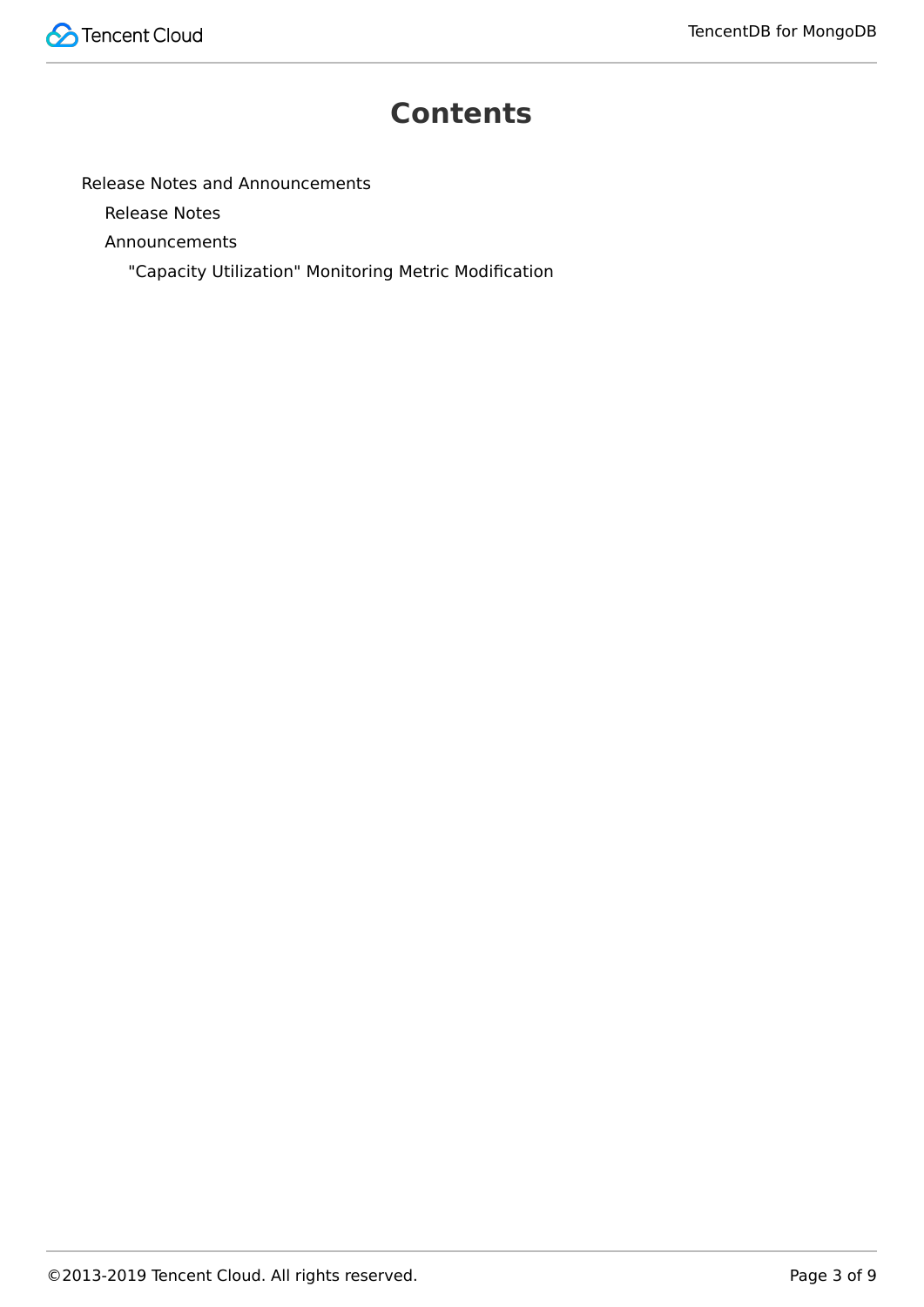# Contents

- Release Notes and Announcements
  - Release Notes
  - Announcements
    - "Capacity Utilization" Monitoring Metric Modification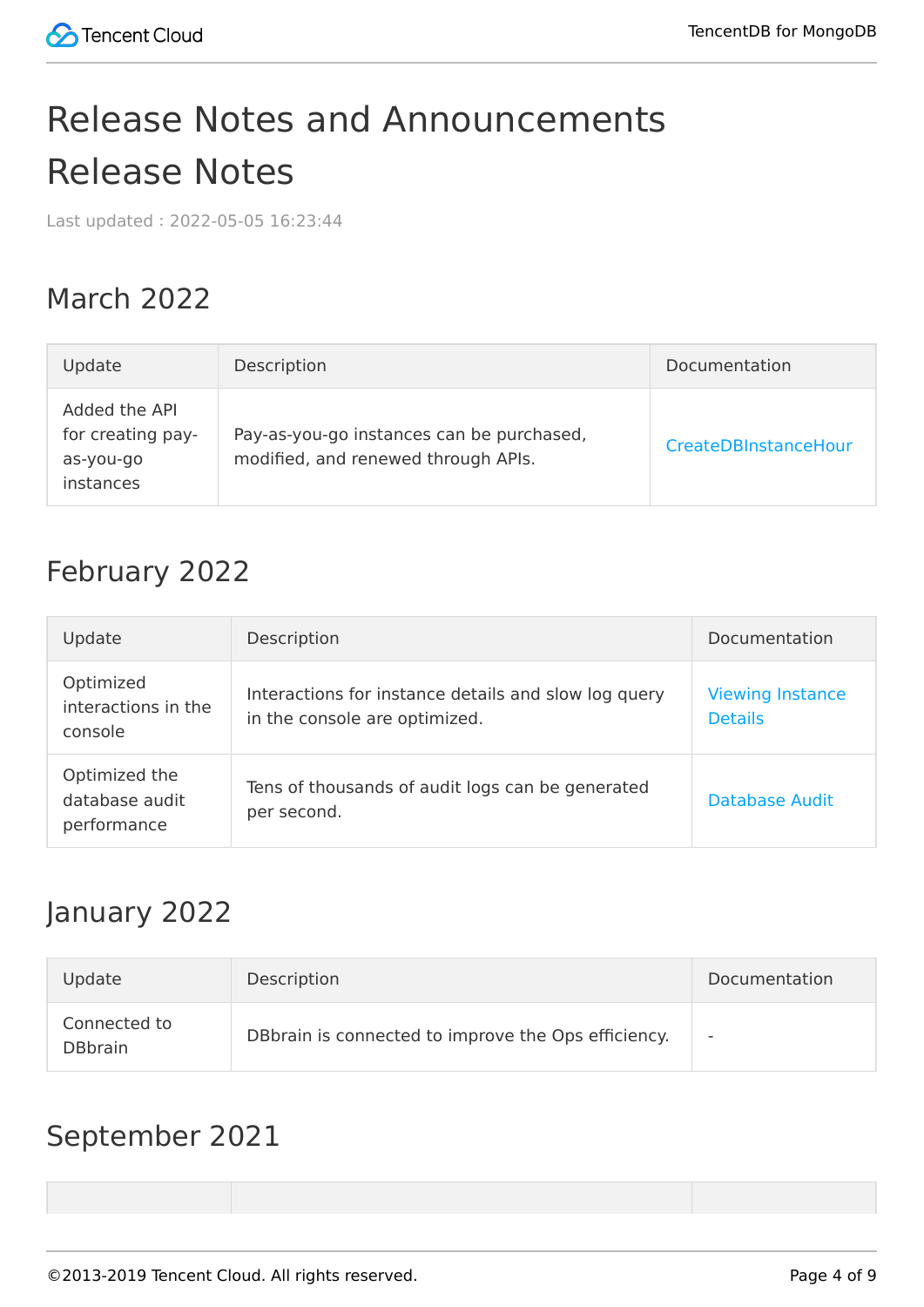# Release Notes and Announcements

# Release Notes

Last updated : 2022-05-05 16:23:44

## March 2022

| Update | Description | Documentation |
| --- | --- | --- |
| Added the API for creating pay-as-you-go instances | Pay-as-you-go instances can be purchased, modified, and renewed through APIs. | CreateDBInstanceHour |

## February 2022

| Update | Description | Documentation |
| --- | --- | --- |
| Optimized interactions in the console | Interactions for instance details and slow log query in the console are optimized. | Viewing Instance Details |
| Optimized the database audit performance | Tens of thousands of audit logs can be generated per second. | Database Audit |

## January 2022

| Update | Description | Documentation |
| --- | --- | --- |
| Connected to DBbrain | DBbrain is connected to improve the Ops efficiency. | - |

## September 2021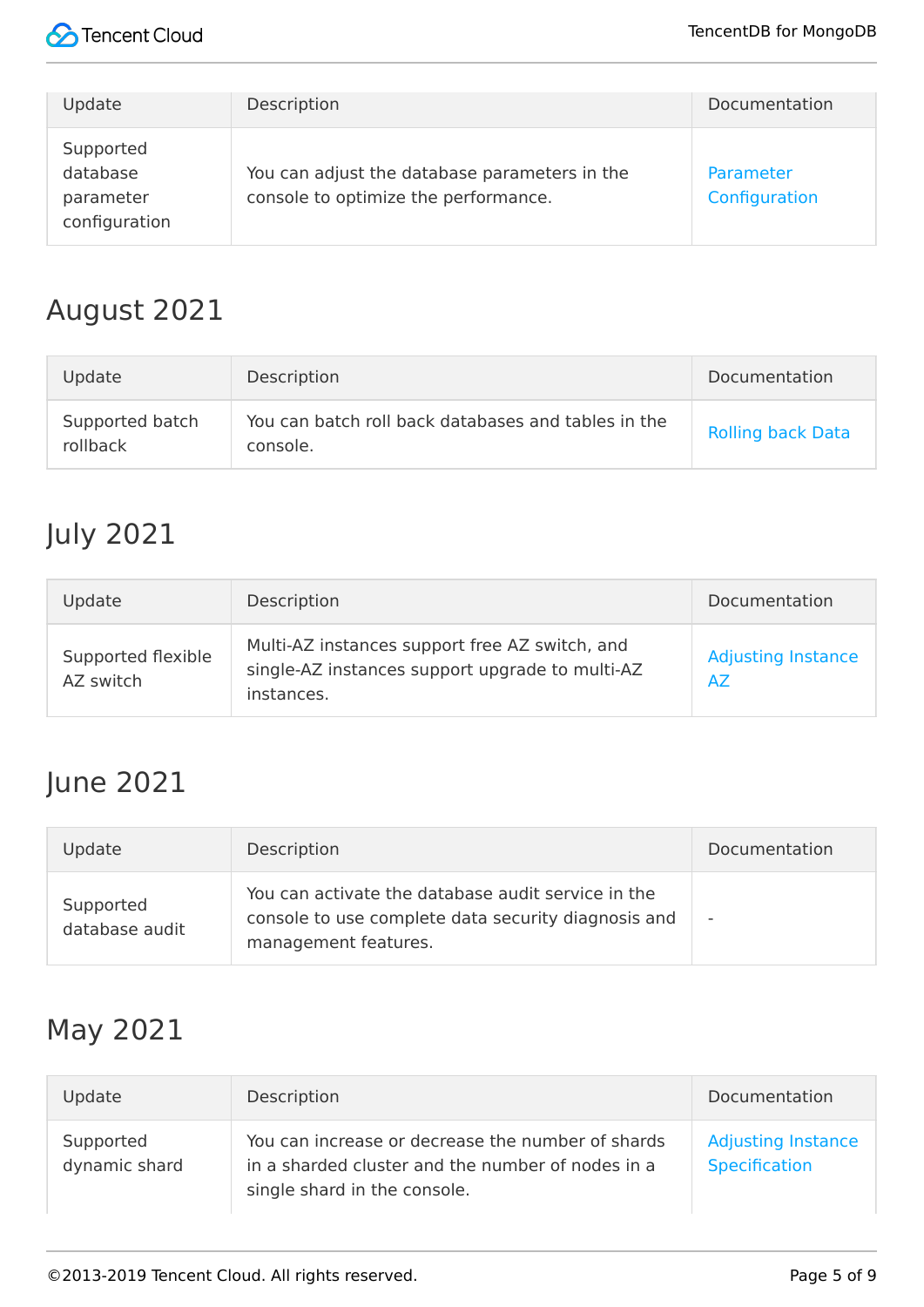| Update | Description | Documentation |
| --- | --- | --- |
| Supported database parameter configuration | You can adjust the database parameters in the console to optimize the performance. | Parameter Configuration |

## August 2021

| Update | Description | Documentation |
| --- | --- | --- |
| Supported batch rollback | You can batch roll back databases and tables in the console. | Rolling back Data |

## July 2021

| Update | Description | Documentation |
| --- | --- | --- |
| Supported flexible AZ switch | Multi-AZ instances support free AZ switch, and single-AZ instances support upgrade to multi-AZ instances. | Adjusting Instance AZ |

## June 2021

| Update | Description | Documentation |
| --- | --- | --- |
| Supported database audit | You can activate the database audit service in the console to use complete data security diagnosis and management features. | - |

## May 2021

| Update | Description | Documentation |
| --- | --- | --- |
| Supported dynamic shard | You can increase or decrease the number of shards in a sharded cluster and the number of nodes in a single shard in the console. | Adjusting Instance Specification |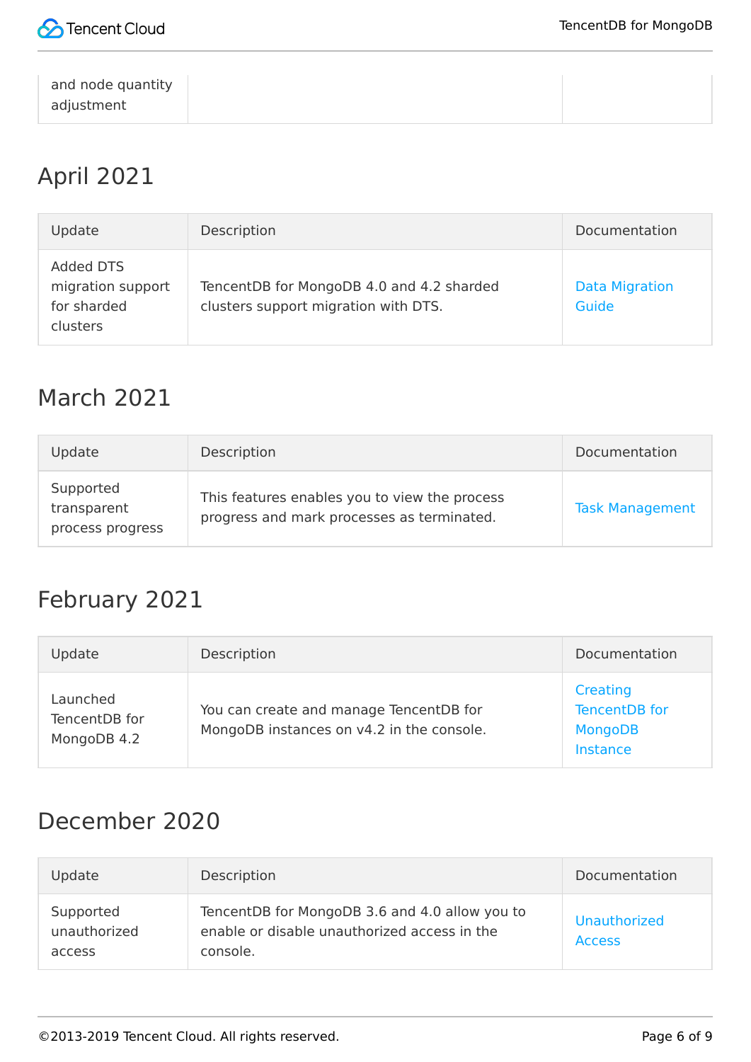| and node quantity adjustment | | |
|---|---|---|

## April 2021

| Update | Description | Documentation |
|---|---|---|
| Added DTS migration support for sharded clusters | TencentDB for MongoDB 4.0 and 4.2 sharded clusters support migration with DTS. | Data Migration Guide |

## March 2021

| Update | Description | Documentation |
|---|---|---|
| Supported transparent process progress | This features enables you to view the process progress and mark processes as terminated. | Task Management |

## February 2021

| Update | Description | Documentation |
|---|---|---|
| Launched TencentDB for MongoDB 4.2 | You can create and manage TencentDB for MongoDB instances on v4.2 in the console. | Creating TencentDB for MongoDB Instance |

## December 2020

| Update | Description | Documentation |
|---|---|---|
| Supported unauthorized access | TencentDB for MongoDB 3.6 and 4.0 allow you to enable or disable unauthorized access in the console. | Unauthorized Access |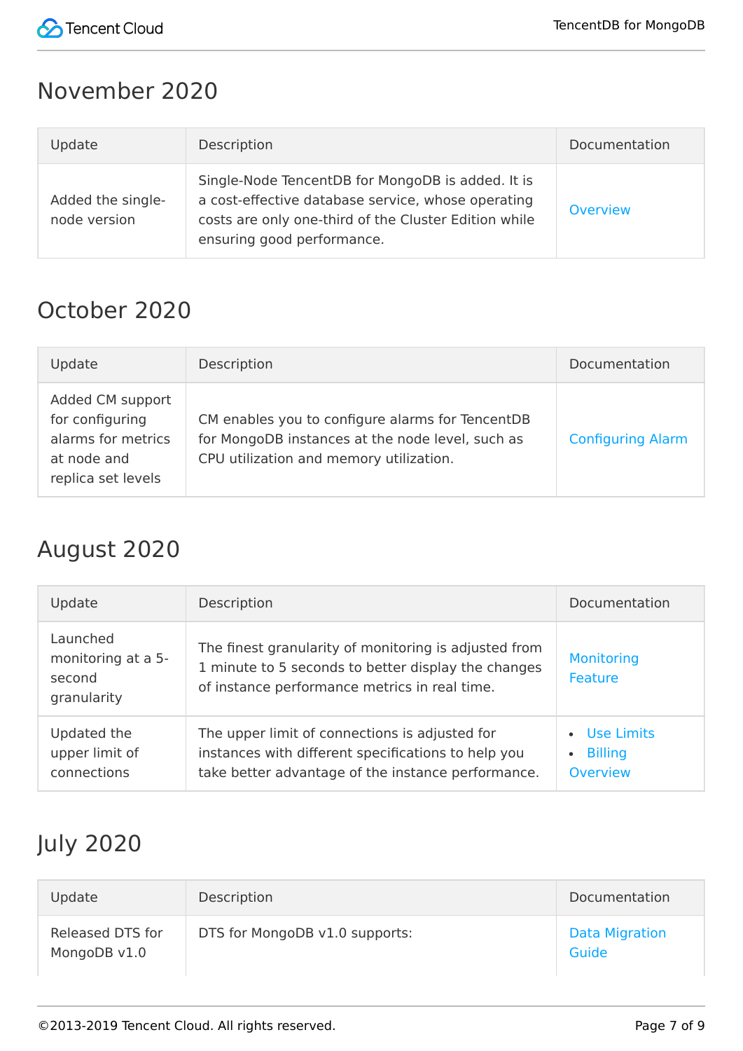## November 2020

| Update | Description | Documentation |
| --- | --- | --- |
| Added the single-node version | Single-Node TencentDB for MongoDB is added. It is a cost-effective database service, whose operating costs are only one-third of the Cluster Edition while ensuring good performance. | Overview |

## October 2020

| Update | Description | Documentation |
| --- | --- | --- |
| Added CM support for configuring alarms for metrics at node and replica set levels | CM enables you to configure alarms for TencentDB for MongoDB instances at the node level, such as CPU utilization and memory utilization. | Configuring Alarm |

## August 2020

| Update | Description | Documentation |
| --- | --- | --- |
| Launched monitoring at a 5-second granularity | The finest granularity of monitoring is adjusted from 1 minute to 5 seconds to better display the changes of instance performance metrics in real time. | Monitoring Feature |
| Updated the upper limit of connections | The upper limit of connections is adjusted for instances with different specifications to help you take better advantage of the instance performance. | • Use Limits<br>• Billing Overview |

## July 2020

| Update | Description | Documentation |
| --- | --- | --- |
| Released DTS for MongoDB v1.0 | DTS for MongoDB v1.0 supports: | Data Migration Guide |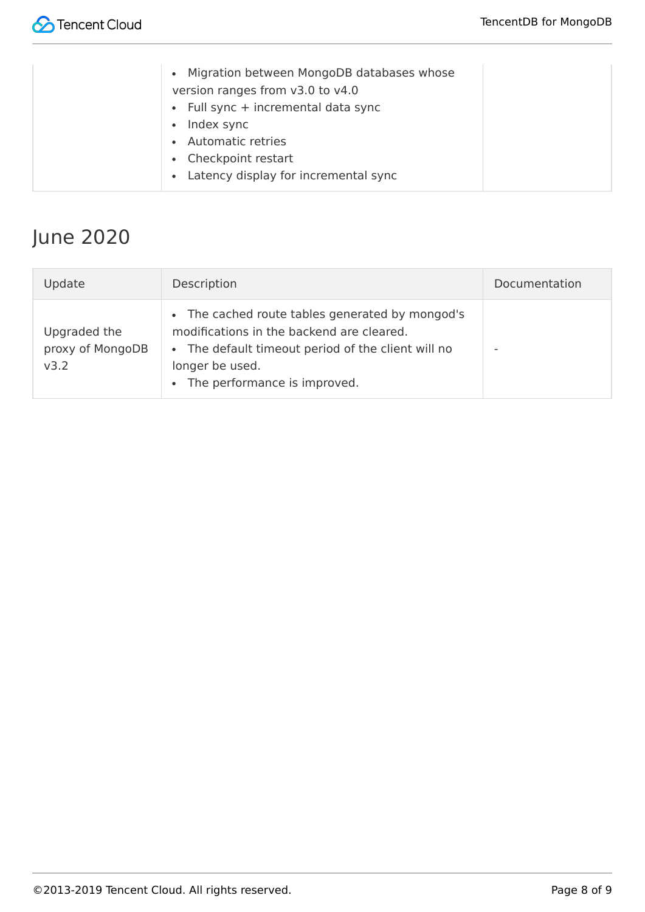| | | |
|---|---|---|
| | • Migration between MongoDB databases whose version ranges from v3.0 to v4.0<br>• Full sync + incremental data sync<br>• Index sync<br>• Automatic retries<br>• Checkpoint restart<br>• Latency display for incremental sync | |

## June 2020

| Update | Description | Documentation |
|---|---|---|
| Upgraded the proxy of MongoDB v3.2 | • The cached route tables generated by mongod's modifications in the backend are cleared.<br>• The default timeout period of the client will no longer be used.<br>• The performance is improved. | - |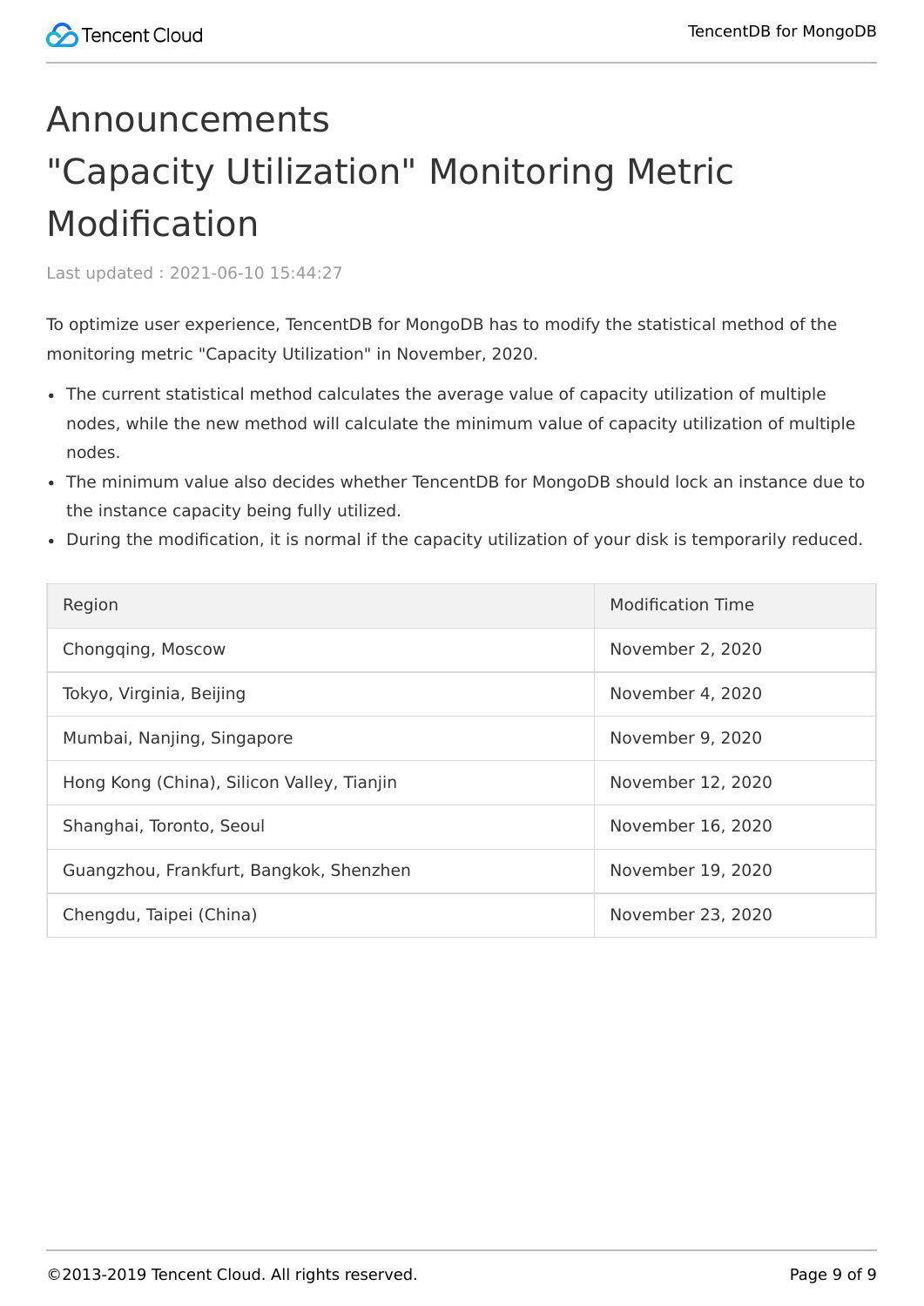# Announcements

## "Capacity Utilization" Monitoring Metric Modification

Last updated : 2021-06-10 15:44:27

To optimize user experience, TencentDB for MongoDB has to modify the statistical method of the monitoring metric "Capacity Utilization" in November, 2020.

- The current statistical method calculates the average value of capacity utilization of multiple nodes, while the new method will calculate the minimum value of capacity utilization of multiple nodes.
- The minimum value also decides whether TencentDB for MongoDB should lock an instance due to the instance capacity being fully utilized.
- During the modification, it is normal if the capacity utilization of your disk is temporarily reduced.

| Region | Modification Time |
| --- | --- |
| Chongqing, Moscow | November 2, 2020 |
| Tokyo, Virginia, Beijing | November 4, 2020 |
| Mumbai, Nanjing, Singapore | November 9, 2020 |
| Hong Kong (China), Silicon Valley, Tianjin | November 12, 2020 |
| Shanghai, Toronto, Seoul | November 16, 2020 |
| Guangzhou, Frankfurt, Bangkok, Shenzhen | November 19, 2020 |
| Chengdu, Taipei (China) | November 23, 2020 |